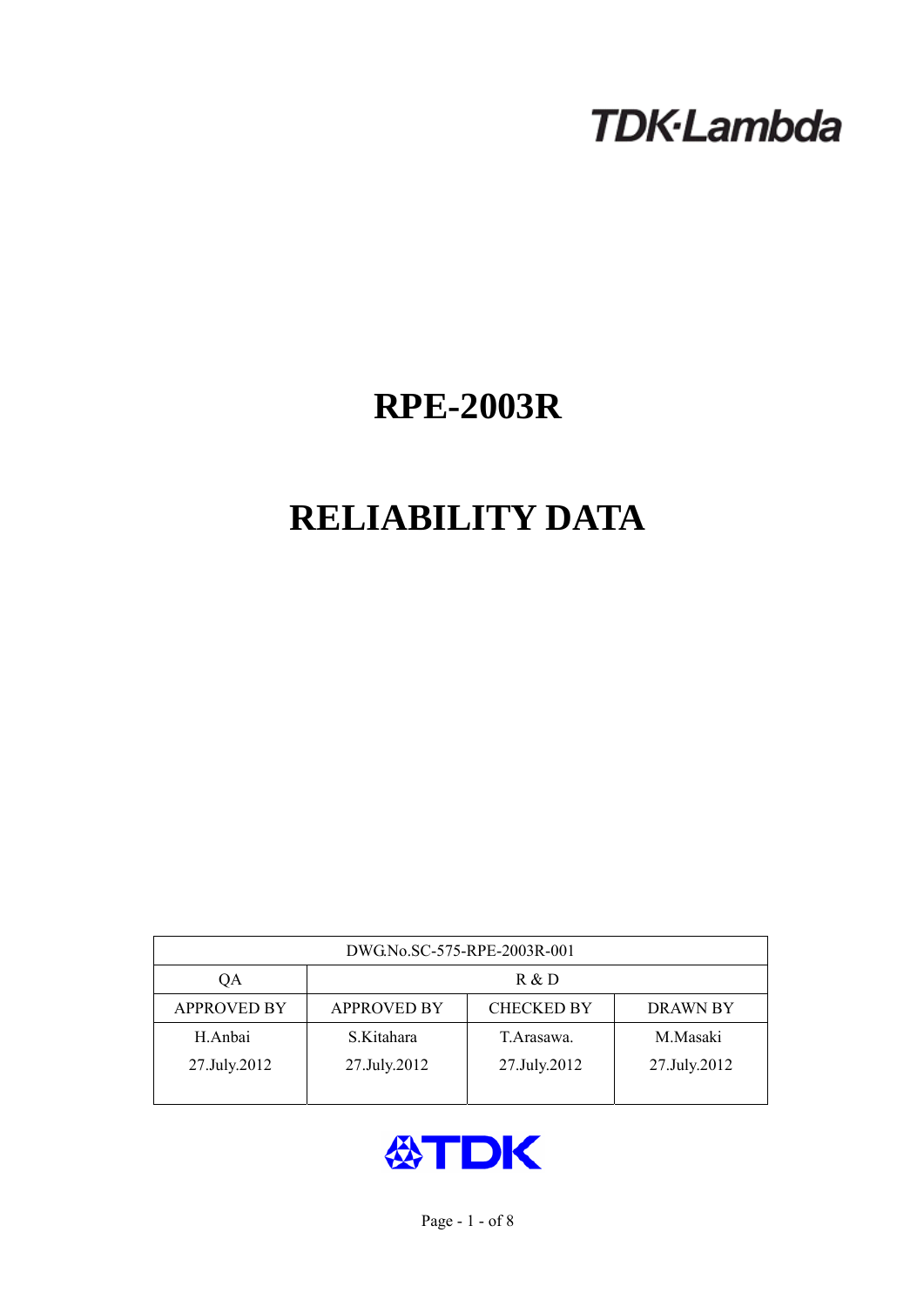TDK·Lambda

# RPE-2003R

# RELIABILITY DATA

| DWG.No.SC-575-RPE-2003R-001 | | | |
|---|---|---|---|
| QA | R & D | | |
| APPROVED BY | APPROVED BY | CHECKED BY | DRAWN BY |
| H.Anbai<br>27.July.2012 | S.Kitahara<br>27.July.2012 | T.Arasawa.<br>27.July.2012 | M.Masaki<br>27.July.2012 |

TDK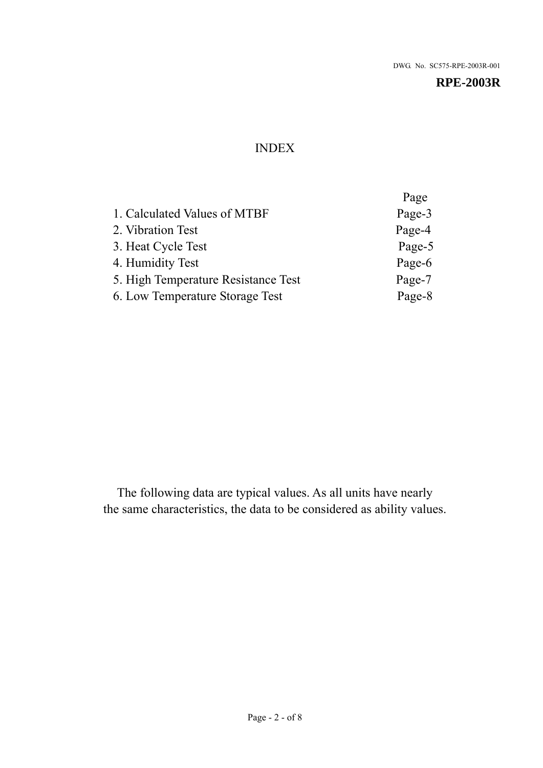DWG. No. SC575-RPE-2003R-001

**RPE-2003R**

# INDEX

| | Page |
|---|---|
| 1. Calculated Values of MTBF | Page-3 |
| 2. Vibration Test | Page-4 |
| 3. Heat Cycle Test | Page-5 |
| 4. Humidity Test | Page-6 |
| 5. High Temperature Resistance Test | Page-7 |
| 6. Low Temperature Storage Test | Page-8 |

The following data are typical values. As all units have nearly the same characteristics, the data to be considered as ability values.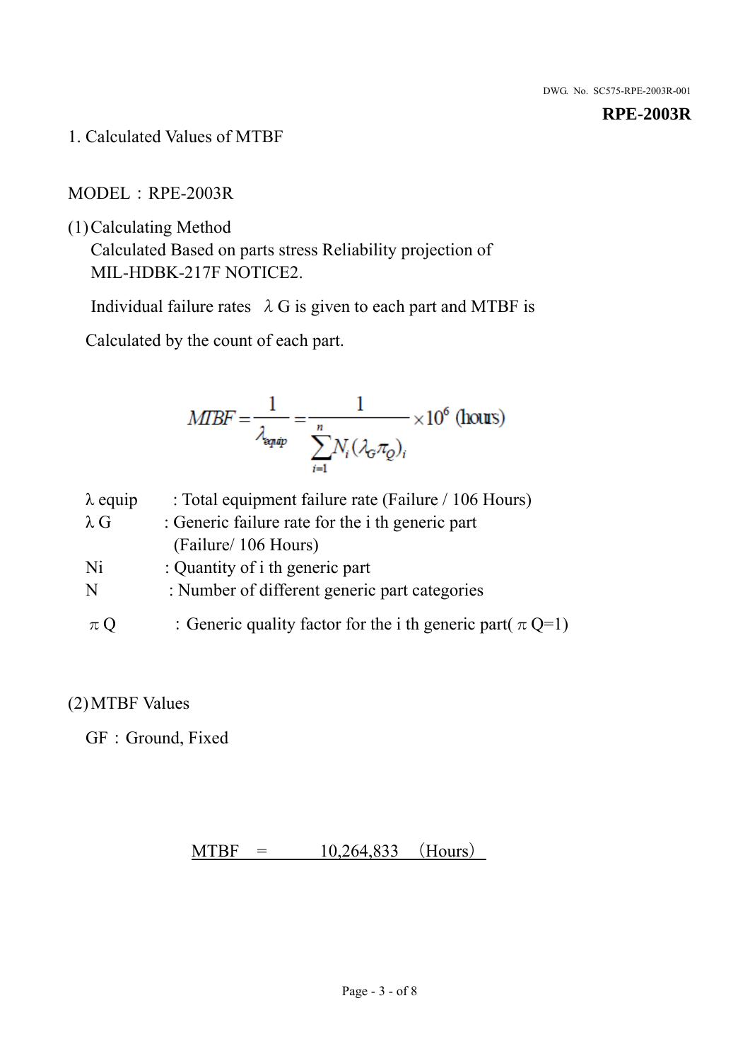# 1. Calculated Values of MTBF

MODEL：RPE-2003R

(1) Calculating Method

Calculated Based on parts stress Reliability projection of MIL-HDBK-217F NOTICE2.

Individual failure rates λG is given to each part and MTBF is Calculated by the count of each part.

$$MTBF = \frac{1}{\lambda_{equip}} = \frac{1}{\sum_{i=1}^{n} N_i (\lambda_G \pi_Q)_i} \times 10^6 \text{ (hours)}$$

- $\lambda_{equip}$ : Total equipment failure rate (Failure / 106 Hours)
- $\lambda_G$ : Generic failure rate for the i th generic part (Failure/ 106 Hours)
- Ni : Quantity of i th generic part
- N : Number of different generic part categories
- $\pi_Q$ : Generic quality factor for the i th generic part( $\pi_Q$=1)

(2) MTBF Values

GF：Ground, Fixed

MTBF = 10,264,833 (Hours)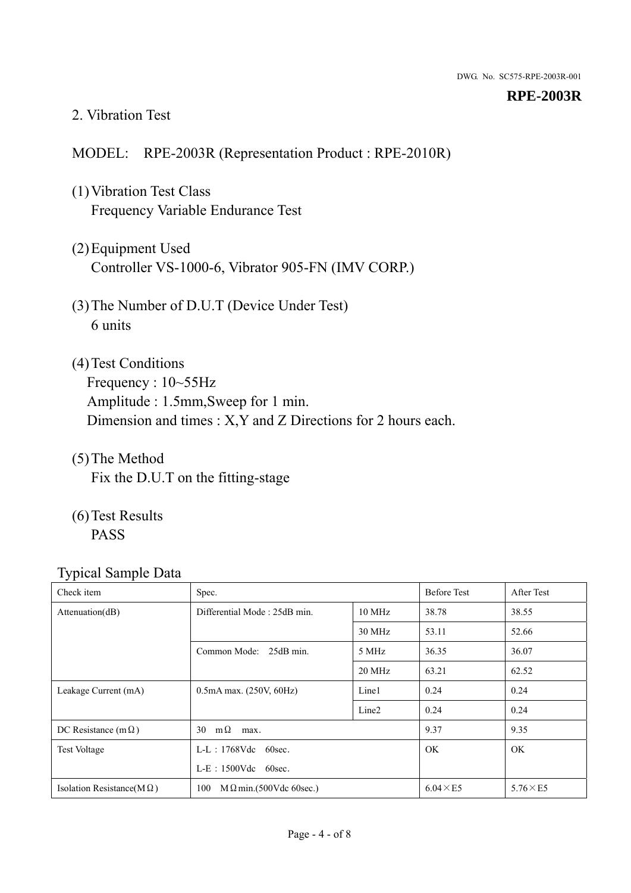## 2. Vibration Test

MODEL:　RPE-2003R (Representation Product : RPE-2010R)

(1) Vibration Test Class
Frequency Variable Endurance Test

(2) Equipment Used
Controller VS-1000-6, Vibrator 905-FN (IMV CORP.)

(3) The Number of D.U.T (Device Under Test)
6 units

(4) Test Conditions
Frequency : 10~55Hz
Amplitude : 1.5mm,Sweep for 1 min.
Dimension and times : X,Y and Z Directions for 2 hours each.

(5) The Method
Fix the D.U.T on the fitting-stage

(6) Test Results
PASS

Typical Sample Data

| Check item | Spec. | | Before Test | After Test |
|---|---|---|---|---|
| Attenuation(dB) | Differential Mode : 25dB min. | 10 MHz | 38.78 | 38.55 |
| | | 30 MHz | 53.11 | 52.66 |
| | Common Mode:　25dB min. | 5 MHz | 36.35 | 36.07 |
| | | 20 MHz | 63.21 | 62.52 |
| Leakage Current (mA) | 0.5mA max. (250V, 60Hz) | Line1 | 0.24 | 0.24 |
| | | Line2 | 0.24 | 0.24 |
| DC Resistance (mΩ) | 30　mΩ　max. | | 9.37 | 9.35 |
| Test Voltage | L-L：1768Vdc　60sec.<br>L-E：1500Vdc　60sec. | | OK | OK |
| Isolation Resistance(MΩ) | 100　MΩmin.(500Vdc 60sec.) | | 6.04×E5 | 5.76×E5 |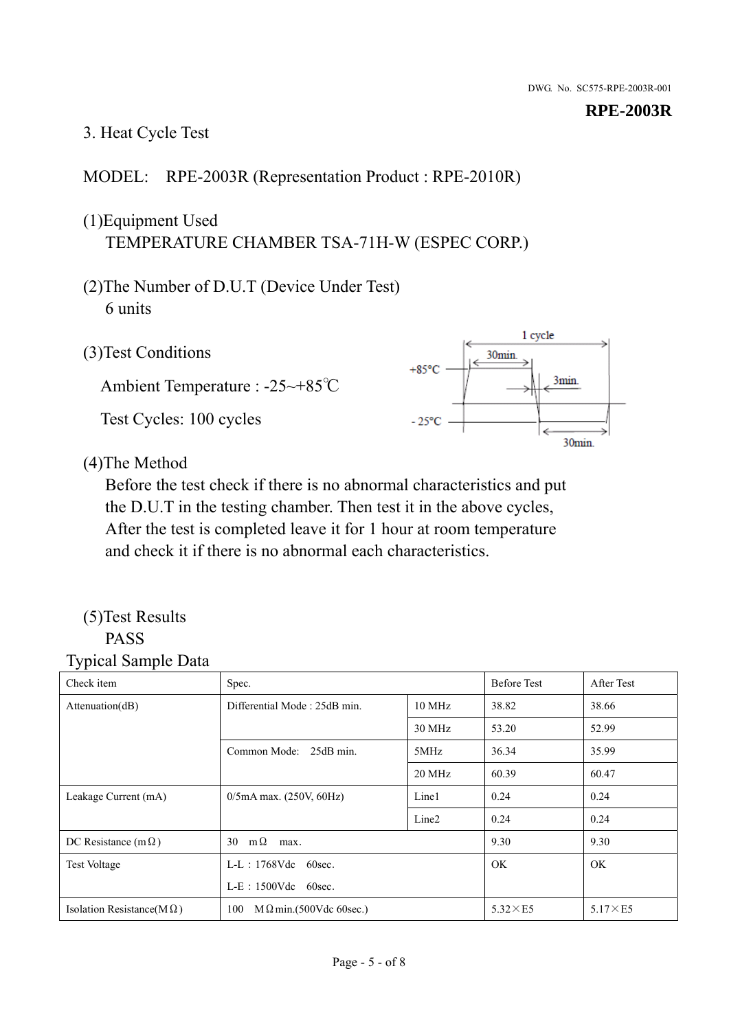# 3. Heat Cycle Test

MODEL: RPE-2003R (Representation Product : RPE-2010R)

(1)Equipment Used
TEMPERATURE CHAMBER TSA-71H-W (ESPEC CORP.)

(2)The Number of D.U.T (Device Under Test)
6 units

(3)Test Conditions

Ambient Temperature : -25~+85℃

Test Cycles: 100 cycles

1 cycle

30min.

+85°C

3min.

- 25°C

30min.

(4)The Method
Before the test check if there is no abnormal characteristics and put the D.U.T in the testing chamber. Then test it in the above cycles, After the test is completed leave it for 1 hour at room temperature and check it if there is no abnormal each characteristics.

(5)Test Results
PASS

Typical Sample Data

| Check item | Spec. | | Before Test | After Test |
|---|---|---|---|---|
| Attenuation(dB) | Differential Mode : 25dB min. | 10 MHz | 38.82 | 38.66 |
| | | 30 MHz | 53.20 | 52.99 |
| | Common Mode: 25dB min. | 5MHz | 36.34 | 35.99 |
| | | 20 MHz | 60.39 | 60.47 |
| Leakage Current (mA) | 0/5mA max. (250V, 60Hz) | Line1 | 0.24 | 0.24 |
| | | Line2 | 0.24 | 0.24 |
| DC Resistance (mΩ) | 30 mΩ max. | | 9.30 | 9.30 |
| Test Voltage | L-L : 1768Vdc 60sec.<br>L-E : 1500Vdc 60sec. | | OK | OK |
| Isolation Resistance(MΩ) | 100 MΩmin.(500Vdc 60sec.) | | 5.32×E5 | 5.17×E5 |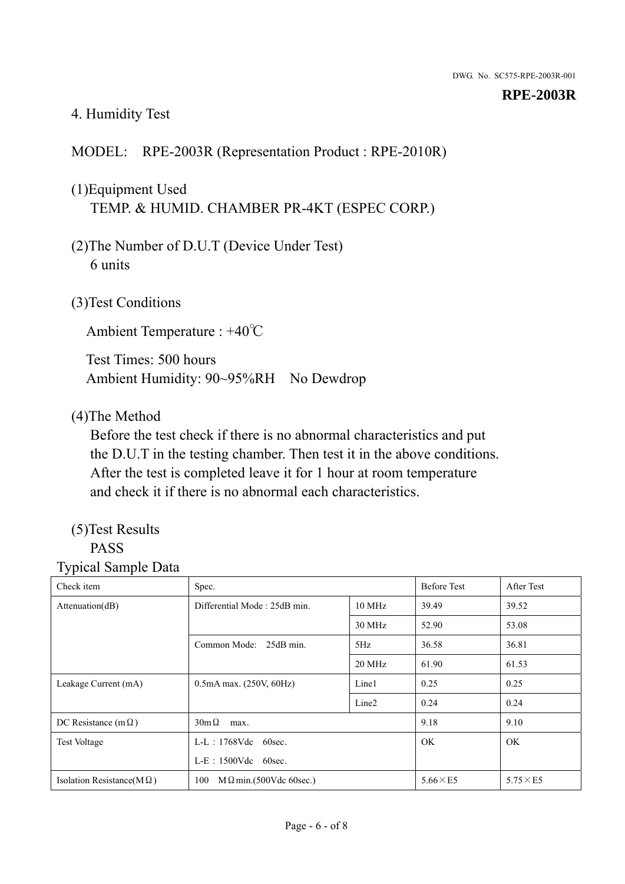# 4. Humidity Test

MODEL:　RPE-2003R (Representation Product : RPE-2010R)

(1)Equipment Used
TEMP. & HUMID. CHAMBER PR-4KT (ESPEC CORP.)

(2)The Number of D.U.T (Device Under Test)
6 units

(3)Test Conditions

Ambient Temperature : +40℃

Test Times: 500 hours
Ambient Humidity: 90~95%RH　No Dewdrop

(4)The Method
Before the test check if there is no abnormal characteristics and put the D.U.T in the testing chamber. Then test it in the above conditions. After the test is completed leave it for 1 hour at room temperature and check it if there is no abnormal each characteristics.

(5)Test Results
PASS

Typical Sample Data

| Check item | Spec. | | Before Test | After Test |
|---|---|---|---|---|
| Attenuation(dB) | Differential Mode : 25dB min. | 10 MHz | 39.49 | 39.52 |
| | | 30 MHz | 52.90 | 53.08 |
| | Common Mode:　25dB min. | 5Hz | 36.58 | 36.81 |
| | | 20 MHz | 61.90 | 61.53 |
| Leakage Current (mA) | 0.5mA max. (250V, 60Hz) | Line1 | 0.25 | 0.25 |
| | | Line2 | 0.24 | 0.24 |
| DC Resistance (mΩ) | 30mΩ　max. | | 9.18 | 9.10 |
| Test Voltage | L-L：1768Vdc　60sec.<br>L-E：1500Vdc　60sec. | | OK | OK |
| Isolation Resistance(MΩ) | 100　MΩmin.(500Vdc 60sec.) | | 5.66×E5 | 5.75×E5 |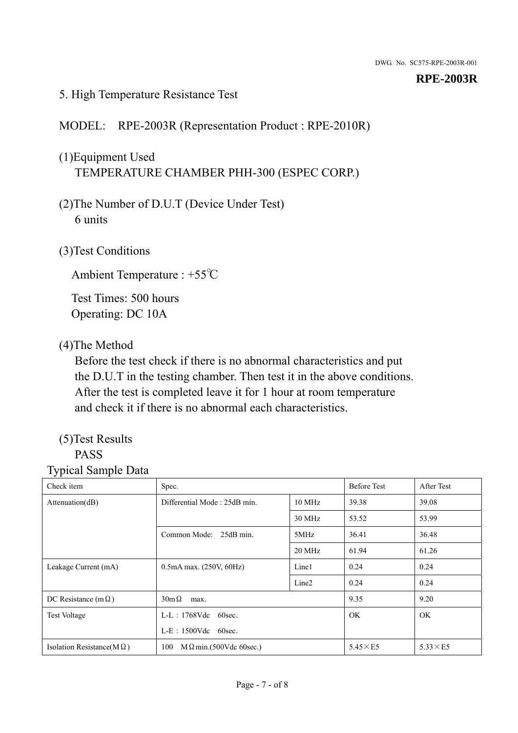## 5. High Temperature Resistance Test

MODEL: RPE-2003R (Representation Product : RPE-2010R)

(1)Equipment Used
TEMPERATURE CHAMBER PHH-300 (ESPEC CORP.)

(2)The Number of D.U.T (Device Under Test)
6 units

(3)Test Conditions

Ambient Temperature : +55℃

Test Times: 500 hours
Operating: DC 10A

(4)The Method
Before the test check if there is no abnormal characteristics and put the D.U.T in the testing chamber. Then test it in the above conditions. After the test is completed leave it for 1 hour at room temperature and check it if there is no abnormal each characteristics.

(5)Test Results
PASS

Typical Sample Data

| Check item | Spec. | | Before Test | After Test |
|---|---|---|---|---|
| Attenuation(dB) | Differential Mode : 25dB min. | 10 MHz | 39.38 | 39.08 |
| | | 30 MHz | 53.52 | 53.99 |
| | Common Mode: 25dB min. | 5MHz | 36.41 | 36.48 |
| | | 20 MHz | 61.94 | 61.26 |
| Leakage Current (mA) | 0.5mA max. (250V, 60Hz) | Line1 | 0.24 | 0.24 |
| | | Line2 | 0.24 | 0.24 |
| DC Resistance (mΩ) | 30mΩ max. | | 9.35 | 9.20 |
| Test Voltage | L-L : 1768Vdc 60sec.<br>L-E : 1500Vdc 60sec. | | OK | OK |
| Isolation Resistance(MΩ) | 100 MΩmin.(500Vdc 60sec.) | | 5.45×E5 | 5.33×E5 |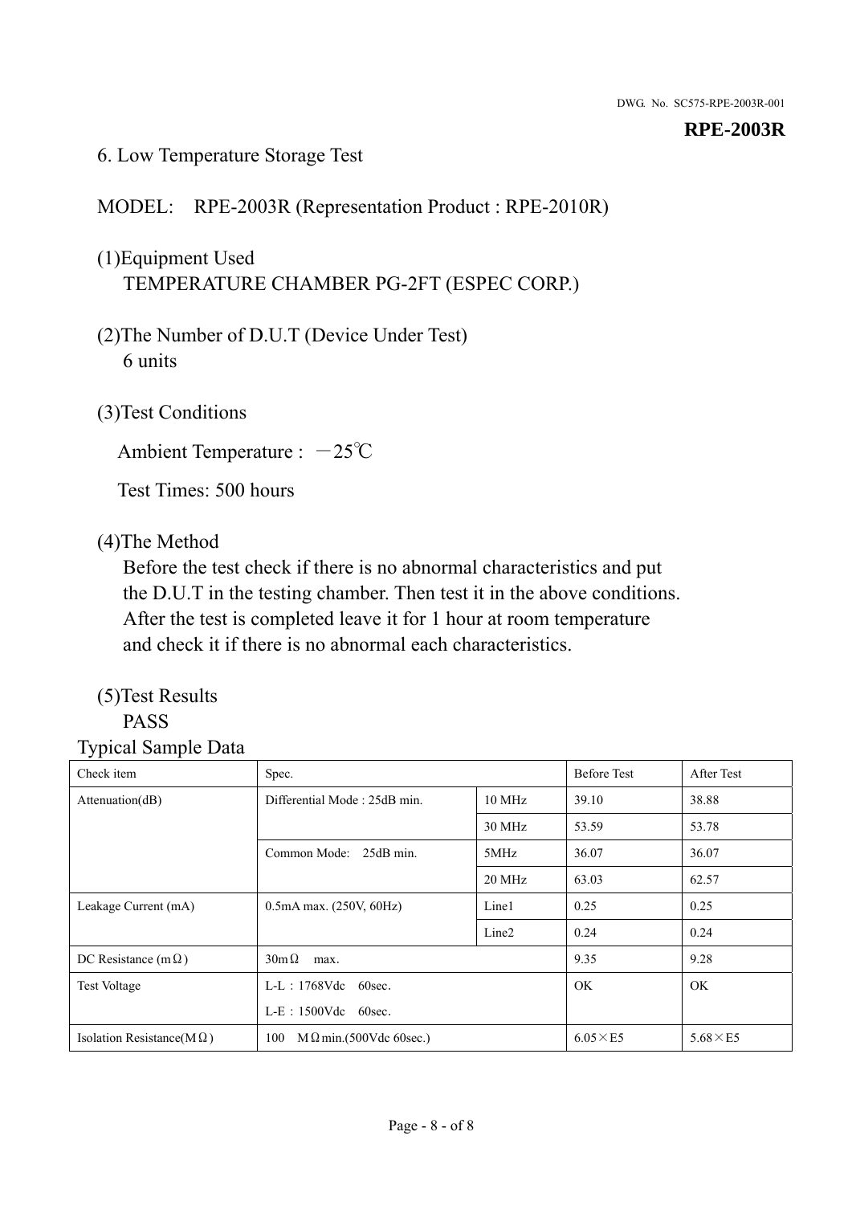## 6. Low Temperature Storage Test

MODEL: RPE-2003R (Representation Product : RPE-2010R)

(1)Equipment Used
TEMPERATURE CHAMBER PG-2FT (ESPEC CORP.)

(2)The Number of D.U.T (Device Under Test)
6 units

(3)Test Conditions

Ambient Temperature : －25℃

Test Times: 500 hours

(4)The Method
Before the test check if there is no abnormal characteristics and put the D.U.T in the testing chamber. Then test it in the above conditions. After the test is completed leave it for 1 hour at room temperature and check it if there is no abnormal each characteristics.

(5)Test Results
PASS

Typical Sample Data

| Check item | Spec. | | Before Test | After Test |
|---|---|---|---|---|
| Attenuation(dB) | Differential Mode : 25dB min. | 10 MHz | 39.10 | 38.88 |
| | | 30 MHz | 53.59 | 53.78 |
| | Common Mode: 25dB min. | 5MHz | 36.07 | 36.07 |
| | | 20 MHz | 63.03 | 62.57 |
| Leakage Current (mA) | 0.5mA max. (250V, 60Hz) | Line1 | 0.25 | 0.25 |
| | | Line2 | 0.24 | 0.24 |
| DC Resistance (mΩ) | 30mΩ max. | | 9.35 | 9.28 |
| Test Voltage | L-L：1768Vdc 60sec. L-E：1500Vdc 60sec. | | OK | OK |
| Isolation Resistance(MΩ) | 100 MΩmin.(500Vdc 60sec.) | | 6.05×E5 | 5.68×E5 |